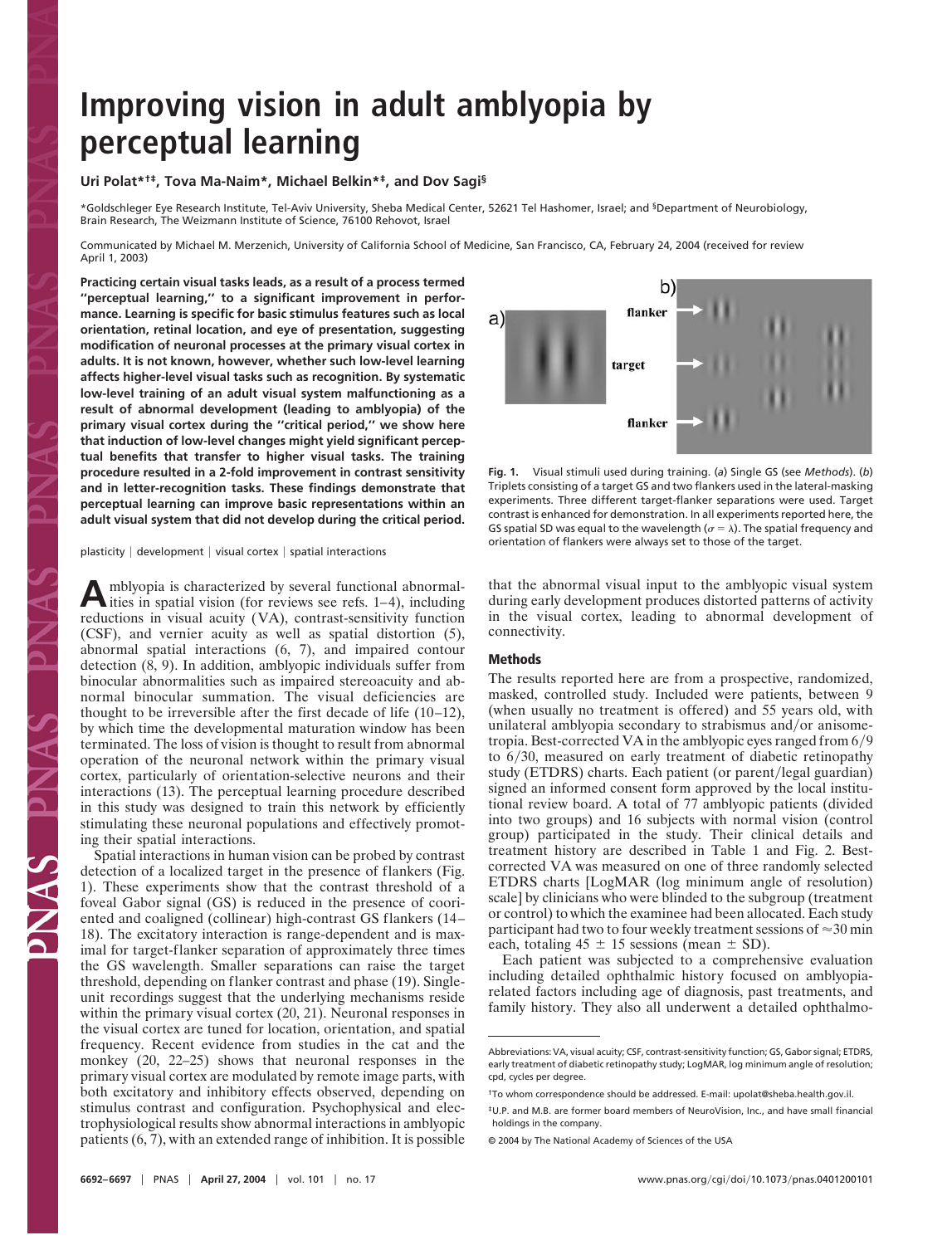# Improving vision in adult amblyopia by perceptual learning

**Uri Polat*[†‡], Tova Ma-Naim*, Michael Belkin*[‡], and Dov Sagi[§]**

*Goldschleger Eye Research Institute, Tel-Aviv University, Sheba Medical Center, 52621 Tel Hashomer, Israel; and [§]Department of Neurobiology, Brain Research, The Weizmann Institute of Science, 76100 Rehovot, Israel

Communicated by Michael M. Merzenich, University of California School of Medicine, San Francisco, CA, February 24, 2004 (received for review April 1, 2003)

**Practicing certain visual tasks leads, as a result of a process termed "perceptual learning," to a significant improvement in performance. Learning is specific for basic stimulus features such as local orientation, retinal location, and eye of presentation, suggesting modification of neuronal processes at the primary visual cortex in adults. It is not known, however, whether such low-level learning affects higher-level visual tasks such as recognition. By systematic low-level training of an adult visual system malfunctioning as a result of abnormal development (leading to amblyopia) of the primary visual cortex during the "critical period," we show here that induction of low-level changes might yield significant perceptual benefits that transfer to higher visual tasks. The training procedure resulted in a 2-fold improvement in contrast sensitivity and in letter-recognition tasks. These findings demonstrate that perceptual learning can improve basic representations within an adult visual system that did not develop during the critical period.**

plasticity | development | visual cortex | spatial interactions

Amblyopia is characterized by several functional abnormalities in spatial vision (for reviews see refs. 1–4), including reductions in visual acuity (VA), contrast-sensitivity function (CSF), and vernier acuity as well as spatial distortion (5), abnormal spatial interactions (6, 7), and impaired contour detection (8, 9). In addition, amblyopic individuals suffer from binocular abnormalities such as impaired stereoacuity and abnormal binocular summation. The visual deficiencies are thought to be irreversible after the first decade of life (10–12), by which time the developmental maturation window has been terminated. The loss of vision is thought to result from abnormal operation of the neuronal network within the primary visual cortex, particularly of orientation-selective neurons and their interactions (13). The perceptual learning procedure described in this study was designed to train this network by efficiently stimulating these neuronal populations and effectively promoting their spatial interactions.

Spatial interactions in human vision can be probed by contrast detection of a localized target in the presence of flankers (Fig. 1). These experiments show that the contrast threshold of a foveal Gabor signal (GS) is reduced in the presence of cooriented and coaligned (collinear) high-contrast GS flankers (14–18). The excitatory interaction is range-dependent and is maximal for target-flanker separation of approximately three times the GS wavelength. Smaller separations can raise the target threshold, depending on flanker contrast and phase (19). Single-unit recordings suggest that the underlying mechanisms reside within the primary visual cortex (20, 21). Neuronal responses in the visual cortex are tuned for location, orientation, and spatial frequency. Recent evidence from studies in the cat and the monkey (20, 22–25) shows that neuronal responses in the primary visual cortex are modulated by remote image parts, with both excitatory and inhibitory effects observed, depending on stimulus contrast and configuration. Psychophysical and electrophysiological results show abnormal interactions in amblyopic patients (6, 7), with an extended range of inhibition. It is possible that the abnormal visual input to the amblyopic visual system during early development produces distorted patterns of activity in the visual cortex, leading to abnormal development of connectivity.

**Fig. 1.** Visual stimuli used during training. (*a*) Single GS (see *Methods*). (*b*) Triplets consisting of a target GS and two flankers used in the lateral-masking experiments. Three different target-flanker separations were used. Target contrast is enhanced for demonstration. In all experiments reported here, the GS spatial SD was equal to the wavelength ($\sigma = \lambda$). The spatial frequency and orientation of flankers were always set to those of the target.

## Methods

The results reported here are from a prospective, randomized, masked, controlled study. Included were patients, between 9 (when usually no treatment is offered) and 55 years old, with unilateral amblyopia secondary to strabismus and/or anisometropia. Best-corrected VA in the amblyopic eyes ranged from 6/9 to 6/30, measured on early treatment of diabetic retinopathy study (ETDRS) charts. Each patient (or parent/legal guardian) signed an informed consent form approved by the local institutional review board. A total of 77 amblyopic patients (divided into two groups) and 16 subjects with normal vision (control group) participated in the study. Their clinical details and treatment history are described in Table 1 and Fig. 2. Best-corrected VA was measured on one of three randomly selected ETDRS charts [LogMAR (log minimum angle of resolution) scale] by clinicians who were blinded to the subgroup (treatment or control) to which the examinee had been allocated. Each study participant had two to four weekly treatment sessions of ≈30 min each, totaling 45 ± 15 sessions (mean ± SD).

Each patient was subjected to a comprehensive evaluation including detailed ophthalmic history focused on amblyopia-related factors including age of diagnosis, past treatments, and family history. They also all underwent a detailed ophthalmo-

Abbreviations: VA, visual acuity; CSF, contrast-sensitivity function; GS, Gabor signal; ETDRS, early treatment of diabetic retinopathy study; LogMAR, log minimum angle of resolution; cpd, cycles per degree.

[†]To whom correspondence should be addressed. E-mail: upolat@sheba.health.gov.il.

[‡]U.P. and M.B. are former board members of NeuroVision, Inc., and have small financial holdings in the company.

© 2004 by The National Academy of Sciences of the USA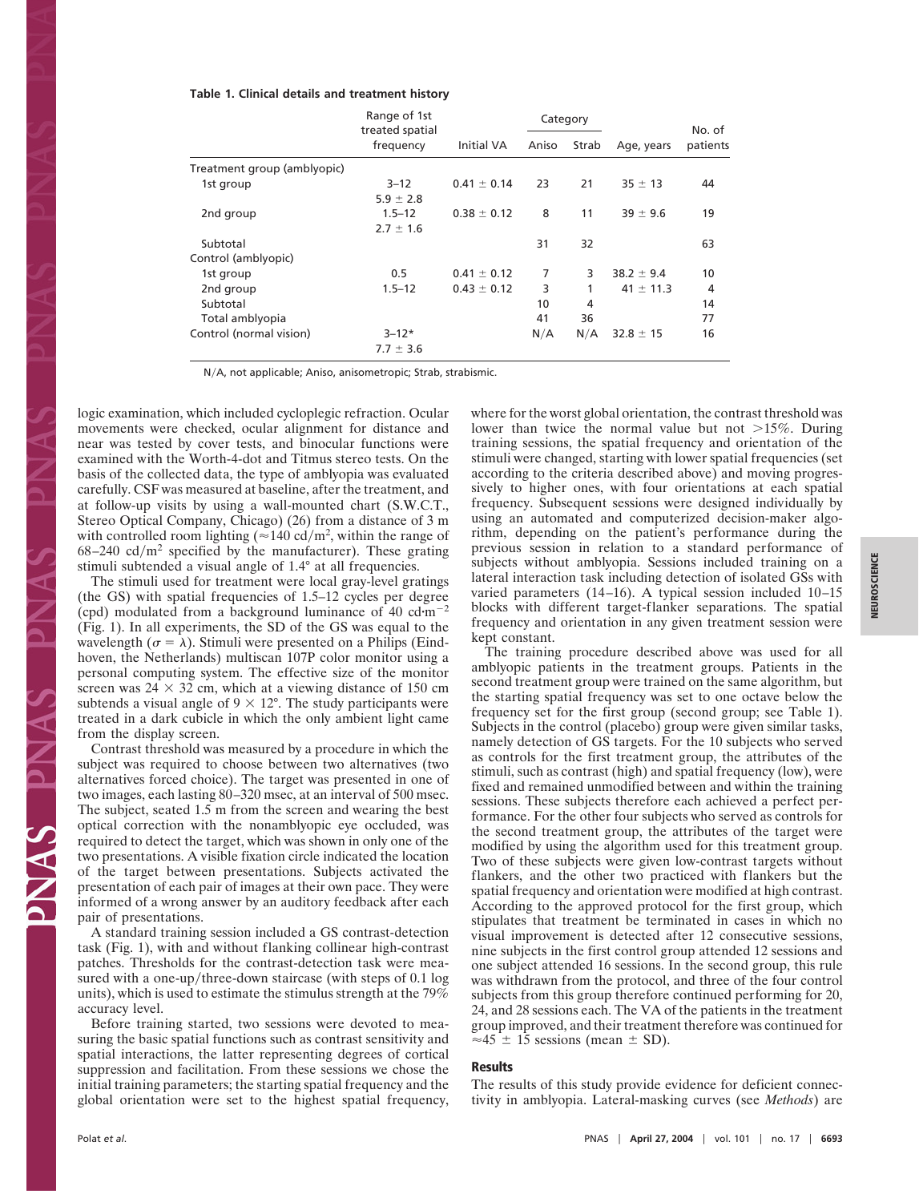**Table 1. Clinical details and treatment history**

| | Range of 1st treated spatial frequency | Initial VA | Category | | Age, years | No. of patients |
|---|---|---|---|---|---|---|
| | | | Aniso | Strab | | |
| Treatment group (amblyopic) | | | | | | |
| 1st group | 3–12<br>5.9 ± 2.8 | 0.41 ± 0.14 | 23 | 21 | 35 ± 13 | 44 |
| 2nd group | 1.5–12<br>2.7 ± 1.6 | 0.38 ± 0.12 | 8 | 11 | 39 ± 9.6 | 19 |
| Subtotal | | | 31 | 32 | | 63 |
| Control (amblyopic) | | | | | | |
| 1st group | 0.5 | 0.41 ± 0.12 | 7 | 3 | 38.2 ± 9.4 | 10 |
| 2nd group | 1.5–12 | 0.43 ± 0.12 | 3 | 1 | 41 ± 11.3 | 4 |
| Subtotal | | | 10 | 4 | | 14 |
| Total amblyopia | | | 41 | 36 | | 77 |
| Control (normal vision) | 3–12*<br>7.7 ± 3.6 | | N/A | N/A | 32.8 ± 15 | 16 |

N/A, not applicable; Aniso, anisometropic; Strab, strabismic.

logic examination, which included cycloplegic refraction. Ocular movements were checked, ocular alignment for distance and near was tested by cover tests, and binocular functions were examined with the Worth-4-dot and Titmus stereo tests. On the basis of the collected data, the type of amblyopia was evaluated carefully. CSF was measured at baseline, after the treatment, and at follow-up visits by using a wall-mounted chart (S.W.C.T., Stereo Optical Company, Chicago) (26) from a distance of 3 m with controlled room lighting (≈140 cd/m$^2$, within the range of 68–240 cd/m$^2$ specified by the manufacturer). These grating stimuli subtended a visual angle of 1.4° at all frequencies.

The stimuli used for treatment were local gray-level gratings (the GS) with spatial frequencies of 1.5–12 cycles per degree (cpd) modulated from a background luminance of 40 cd·m$^{-2}$ (Fig. 1). In all experiments, the SD of the GS was equal to the wavelength ($\sigma = \lambda$). Stimuli were presented on a Philips (Eindhoven, the Netherlands) multiscan 107P color monitor using a personal computing system. The effective size of the monitor screen was 24 × 32 cm, which at a viewing distance of 150 cm subtends a visual angle of 9 × 12°. The study participants were treated in a dark cubicle in which the only ambient light came from the display screen.

Contrast threshold was measured by a procedure in which the subject was required to choose between two alternatives (two alternatives forced choice). The target was presented in one of two images, each lasting 80–320 msec, at an interval of 500 msec. The subject, seated 1.5 m from the screen and wearing the best optical correction with the nonamblyopic eye occluded, was required to detect the target, which was shown in only one of the two presentations. A visible fixation circle indicated the location of the target between presentations. Subjects activated the presentation of each pair of images at their own pace. They were informed of a wrong answer by an auditory feedback after each pair of presentations.

A standard training session included a GS contrast-detection task (Fig. 1), with and without flanking collinear high-contrast patches. Thresholds for the contrast-detection task were measured with a one-up/three-down staircase (with steps of 0.1 log units), which is used to estimate the stimulus strength at the 79% accuracy level.

Before training started, two sessions were devoted to measuring the basic spatial functions such as contrast sensitivity and spatial interactions, the latter representing degrees of cortical suppression and facilitation. From these sessions we chose the initial training parameters; the starting spatial frequency and the global orientation were set to the highest spatial frequency, where for the worst global orientation, the contrast threshold was lower than twice the normal value but not >15%. During training sessions, the spatial frequency and orientation of the stimuli were changed, starting with lower spatial frequencies (set according to the criteria described above) and moving progressively to higher ones, with four orientations at each spatial frequency. Subsequent sessions were designed individually by using an automated and computerized decision-maker algorithm, depending on the patient's performance during the previous session in relation to a standard performance of subjects without amblyopia. Sessions included training on a lateral interaction task including detection of isolated GSs with varied parameters (14–16). A typical session included 10–15 blocks with different target-flanker separations. The spatial frequency and orientation in any given treatment session were kept constant.

The training procedure described above was used for all amblyopic patients in the treatment groups. Patients in the second treatment group were trained on the same algorithm, but the starting spatial frequency was set to one octave below the frequency set for the first group (second group; see Table 1). Subjects in the control (placebo) group were given similar tasks, namely detection of GS targets. For the 10 subjects who served as controls for the first treatment group, the attributes of the stimuli, such as contrast (high) and spatial frequency (low), were fixed and remained unmodified between and within the training sessions. These subjects therefore each achieved a perfect performance. For the other four subjects who served as controls for the second treatment group, the attributes of the target were modified by using the algorithm used for this treatment group. Two of these subjects were given low-contrast targets without flankers, and the other two practiced with flankers but the spatial frequency and orientation were modified at high contrast. According to the approved protocol for the first group, which stipulates that treatment be terminated in cases in which no visual improvement is detected after 12 consecutive sessions, nine subjects in the first control group attended 12 sessions and one subject attended 16 sessions. In the second group, this rule was withdrawn from the protocol, and three of the four control subjects from this group therefore continued performing for 20, 24, and 28 sessions each. The VA of the patients in the treatment group improved, and their treatment therefore was continued for ≈45 ± 15 sessions (mean ± SD).

## Results

The results of this study provide evidence for deficient connectivity in amblyopia. Lateral-masking curves (see *Methods*) are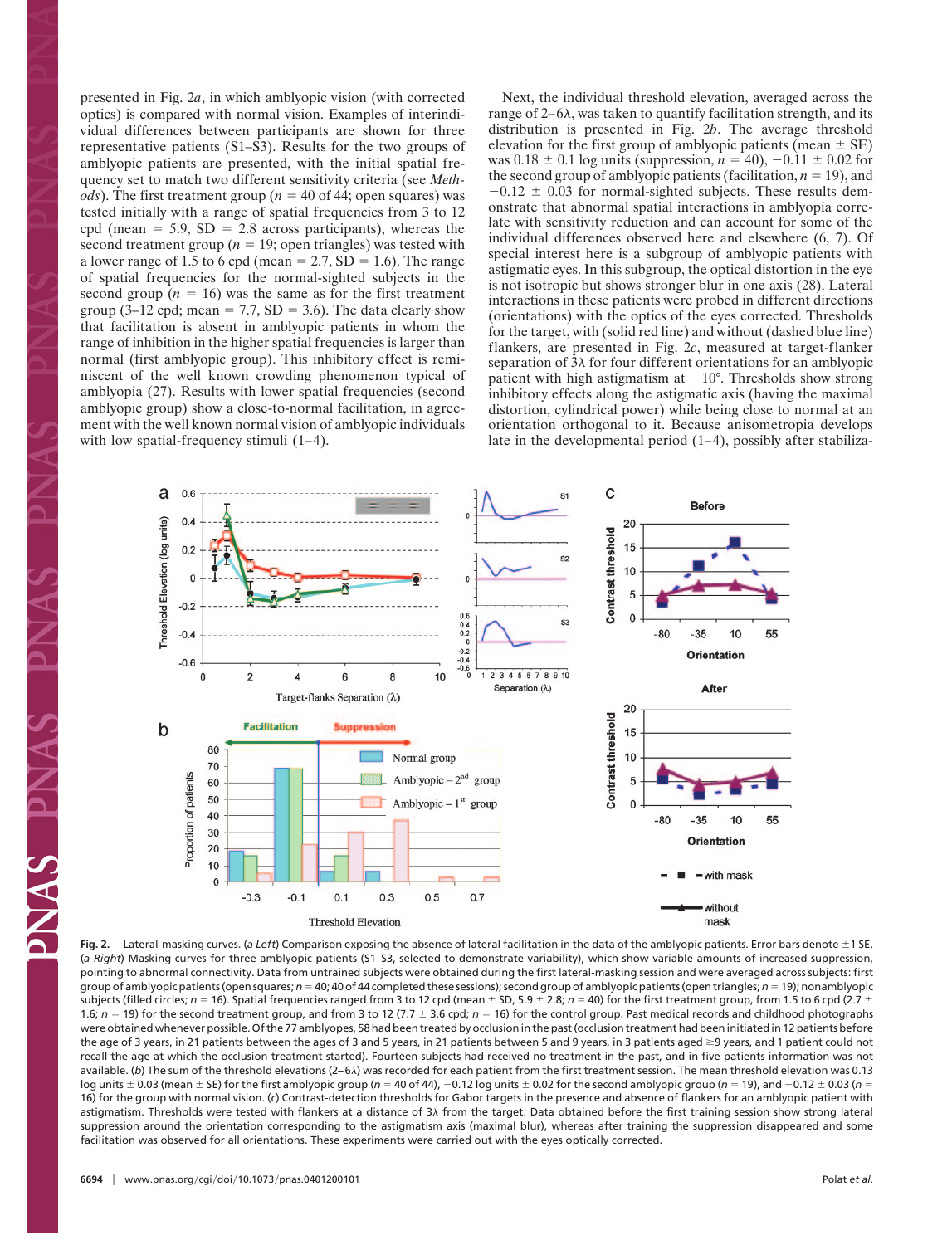presented in Fig. 2*a*, in which amblyopic vision (with corrected optics) is compared with normal vision. Examples of interindividual differences between participants are shown for three representative patients (S1–S3). Results for the two groups of amblyopic patients are presented, with the initial spatial frequency set to match two different sensitivity criteria (see *Methods*). The first treatment group ($n$ = 40 of 44; open squares) was tested initially with a range of spatial frequencies from 3 to 12 cpd (mean = 5.9, SD = 2.8 across participants), whereas the second treatment group ($n$ = 19; open triangles) was tested with a lower range of 1.5 to 6 cpd (mean = 2.7, SD = 1.6). The range of spatial frequencies for the normal-sighted subjects in the second group ($n$ = 16) was the same as for the first treatment group (3–12 cpd; mean = 7.7, SD = 3.6). The data clearly show that facilitation is absent in amblyopic patients in whom the range of inhibition in the higher spatial frequencies is larger than normal (first amblyopic group). This inhibitory effect is reminiscent of the well known crowding phenomenon typical of amblyopia (27). Results with lower spatial frequencies (second amblyopic group) show a close-to-normal facilitation, in agreement with the well known normal vision of amblyopic individuals with low spatial-frequency stimuli (1–4).

Next, the individual threshold elevation, averaged across the range of 2–6λ, was taken to quantify facilitation strength, and its distribution is presented in Fig. 2*b*. The average threshold elevation for the first group of amblyopic patients (mean ± SE) was 0.18 ± 0.1 log units (suppression, $n$ = 40), −0.11 ± 0.02 for the second group of amblyopic patients (facilitation, $n$ = 19), and −0.12 ± 0.03 for normal-sighted subjects. These results demonstrate that abnormal spatial interactions in amblyopia correlate with sensitivity reduction and can account for some of the individual differences observed here and elsewhere (6, 7). Of special interest here is a subgroup of amblyopic patients with astigmatic eyes. In this subgroup, the optical distortion in the eye is not isotropic but shows stronger blur in one axis (28). Lateral interactions in these patients were probed in different directions (orientations) with the optics of the eyes corrected. Thresholds for the target, with (solid red line) and without (dashed blue line) flankers, are presented in Fig. 2*c*, measured at target-flanker separation of 3λ for four different orientations for an amblyopic patient with high astigmatism at −10°. Thresholds show strong inhibitory effects along the astigmatic axis (having the maximal distortion, cylindrical power) while being close to normal at an orientation orthogonal to it. Because anisometropia develops late in the developmental period (1–4), possibly after stabiliza-

**Fig. 2.** Lateral-masking curves. (*a Left*) Comparison exposing the absence of lateral facilitation in the data of the amblyopic patients. Error bars denote ±1 SE. (*a Right*) Masking curves for three amblyopic patients (S1–S3, selected to demonstrate variability), which show variable amounts of increased suppression, pointing to abnormal connectivity. Data from untrained subjects were obtained during the first lateral-masking session and were averaged across subjects: first group of amblyopic patients (open squares; $n$ = 40; 40 of 44 completed these sessions); second group of amblyopic patients (open triangles; $n$ = 19); nonamblyopic subjects (filled circles; $n$ = 16). Spatial frequencies ranged from 3 to 12 cpd (mean ± SD, 5.9 ± 2.8; $n$ = 40) for the first treatment group, from 1.5 to 6 cpd (2.7 ± 1.6; $n$ = 19) for the second treatment group, and from 3 to 12 (7.7 ± 3.6 cpd; $n$ = 16) for the control group. Past medical records and childhood photographs were obtained whenever possible. Of the 77 amblyopes, 58 had been treated by occlusion in the past (occlusion treatment had been initiated in 12 patients before the age of 3 years, in 21 patients between the ages of 3 and 5 years, in 21 patients between 5 and 9 years, in 3 patients aged ≥9 years, and 1 patient could not recall the age at which the occlusion treatment started). Fourteen subjects had received no treatment in the past, and in five patients information was not available. (*b*) The sum of the threshold elevations (2–6λ) was recorded for each patient from the first treatment session. The mean threshold elevation was 0.13 log units ± 0.03 (mean ± SE) for the first amblyopic group ($n$ = 40 of 44), −0.12 log units ± 0.02 for the second amblyopic group ($n$ = 19), and −0.12 ± 0.03 ($n$ = 16) for the group with normal vision. (*c*) Contrast-detection thresholds for Gabor targets in the presence and absence of flankers for an amblyopic patient with astigmatism. Thresholds were tested with flankers at a distance of 3λ from the target. Data obtained before the first training session show strong lateral suppression around the orientation corresponding to the astigmatism axis (maximal blur), whereas after training the suppression disappeared and some facilitation was observed for all orientations. These experiments were carried out with the eyes optically corrected.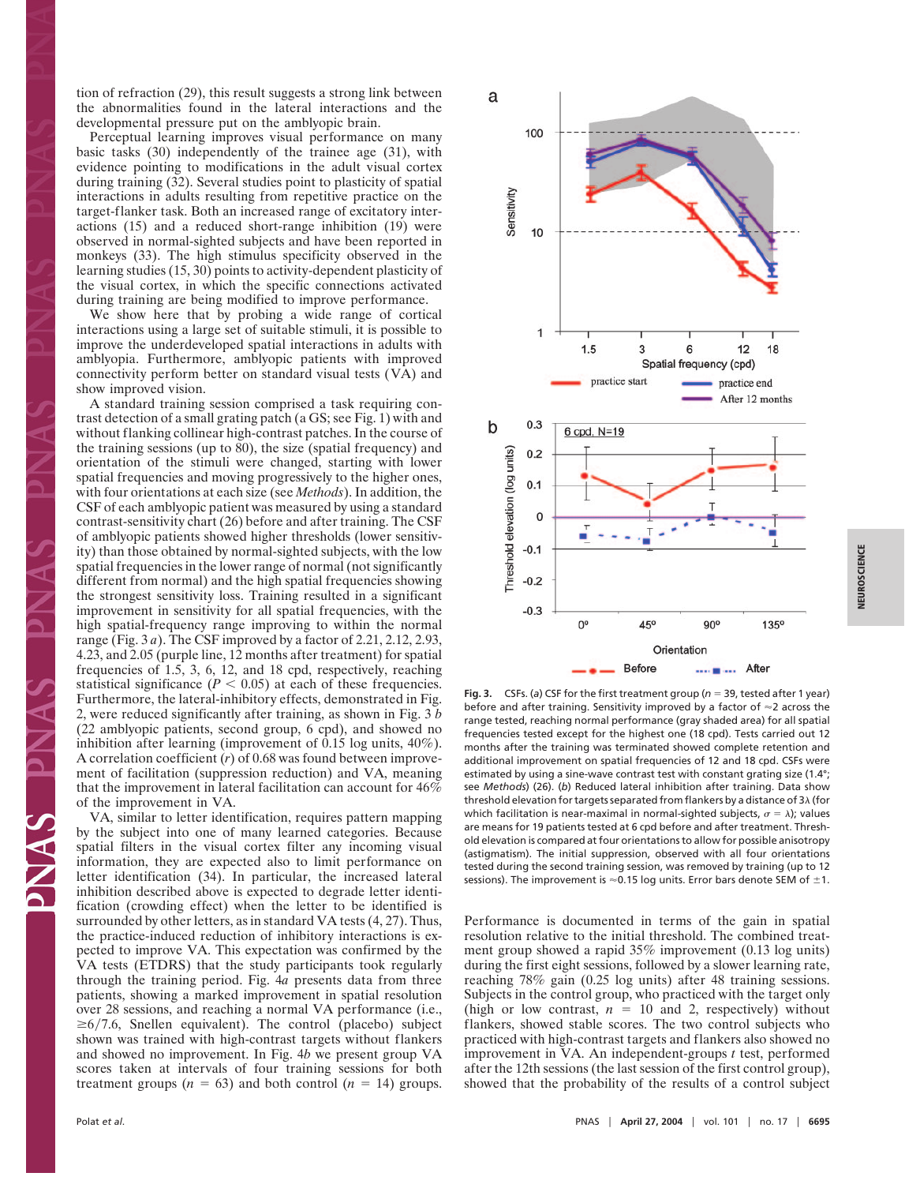tion of refraction (29), this result suggests a strong link between the abnormalities found in the lateral interactions and the developmental pressure put on the amblyopic brain.

Perceptual learning improves visual performance on many basic tasks (30) independently of the trainee age (31), with evidence pointing to modifications in the adult visual cortex during training (32). Several studies point to plasticity of spatial interactions in adults resulting from repetitive practice on the target-flanker task. Both an increased range of excitatory interactions (15) and a reduced short-range inhibition (19) were observed in normal-sighted subjects and have been reported in monkeys (33). The high stimulus specificity observed in the learning studies (15, 30) points to activity-dependent plasticity of the visual cortex, in which the specific connections activated during training are being modified to improve performance.

We show here that by probing a wide range of cortical interactions using a large set of suitable stimuli, it is possible to improve the underdeveloped spatial interactions in adults with amblyopia. Furthermore, amblyopic patients with improved connectivity perform better on standard visual tests (VA) and show improved vision.

A standard training session comprised a task requiring contrast detection of a small grating patch (a GS; see Fig. 1) with and without flanking collinear high-contrast patches. In the course of the training sessions (up to 80), the size (spatial frequency) and orientation of the stimuli were changed, starting with lower spatial frequencies and moving progressively to the higher ones, with four orientations at each size (see *Methods*). In addition, the CSF of each amblyopic patient was measured by using a standard contrast-sensitivity chart (26) before and after training. The CSF of amblyopic patients showed higher thresholds (lower sensitivity) than those obtained by normal-sighted subjects, with the low spatial frequencies in the lower range of normal (not significantly different from normal) and the high spatial frequencies showing the strongest sensitivity loss. Training resulted in a significant improvement in sensitivity for all spatial frequencies, with the high spatial-frequency range improving to within the normal range (Fig. 3 *a*). The CSF improved by a factor of 2.21, 2.12, 2.93, 4.23, and 2.05 (purple line, 12 months after treatment) for spatial frequencies of 1.5, 3, 6, 12, and 18 cpd, respectively, reaching statistical significance ($P < 0.05$) at each of these frequencies. Furthermore, the lateral-inhibitory effects, demonstrated in Fig. 2, were reduced significantly after training, as shown in Fig. 3 *b* (22 amblyopic patients, second group, 6 cpd), and showed no inhibition after learning (improvement of 0.15 log units, 40%). A correlation coefficient ($r$) of 0.68 was found between improvement of facilitation (suppression reduction) and VA, meaning that the improvement in lateral facilitation can account for 46% of the improvement in VA.

VA, similar to letter identification, requires pattern mapping by the subject into one of many learned categories. Because spatial filters in the visual cortex filter any incoming visual information, they are expected also to limit performance on letter identification (34). In particular, the increased lateral inhibition described above is expected to degrade letter identification (crowding effect) when the letter to be identified is surrounded by other letters, as in standard VA tests (4, 27). Thus, the practice-induced reduction of inhibitory interactions is expected to improve VA. This expectation was confirmed by the VA tests (ETDRS) that the study participants took regularly through the training period. Fig. 4*a* presents data from three patients, showing a marked improvement in spatial resolution over 28 sessions, and reaching a normal VA performance (i.e., $\geq$6/7.6, Snellen equivalent). The control (placebo) subject shown was trained with high-contrast targets without flankers and showed no improvement. In Fig. 4*b* we present group VA scores taken at intervals of four training sessions for both treatment groups ($n = 63$) and both control ($n = 14$) groups.

**Fig. 3.** CSFs. (*a*) CSF for the first treatment group ($n = 39$, tested after 1 year) before and after training. Sensitivity improved by a factor of ≈2 across the range tested, reaching normal performance (gray shaded area) for all spatial frequencies tested except for the highest one (18 cpd). Tests carried out 12 months after the training was terminated showed complete retention and additional improvement on spatial frequencies of 12 and 18 cpd. CSFs were estimated by using a sine-wave contrast test with constant grating size (1.4°; see *Methods*) (26). (*b*) Reduced lateral inhibition after training. Data show threshold elevation for targets separated from flankers by a distance of 3λ (for which facilitation is near-maximal in normal-sighted subjects, $\sigma = \lambda$); values are means for 19 patients tested at 6 cpd before and after treatment. Threshold elevation is compared at four orientations to allow for possible anisotropy (astigmatism). The initial suppression, observed with all four orientations tested during the second training session, was removed by training (up to 12 sessions). The improvement is ≈0.15 log units. Error bars denote SEM of ±1.

Performance is documented in terms of the gain in spatial resolution relative to the initial threshold. The combined treatment group showed a rapid 35% improvement (0.13 log units) during the first eight sessions, followed by a slower learning rate, reaching 78% gain (0.25 log units) after 48 training sessions. Subjects in the control group, who practiced with the target only (high or low contrast, $n = 10$ and 2, respectively) without flankers, showed stable scores. The two control subjects who practiced with high-contrast targets and flankers also showed no improvement in VA. An independent-groups $t$ test, performed after the 12th sessions (the last session of the first control group), showed that the probability of the results of a control subject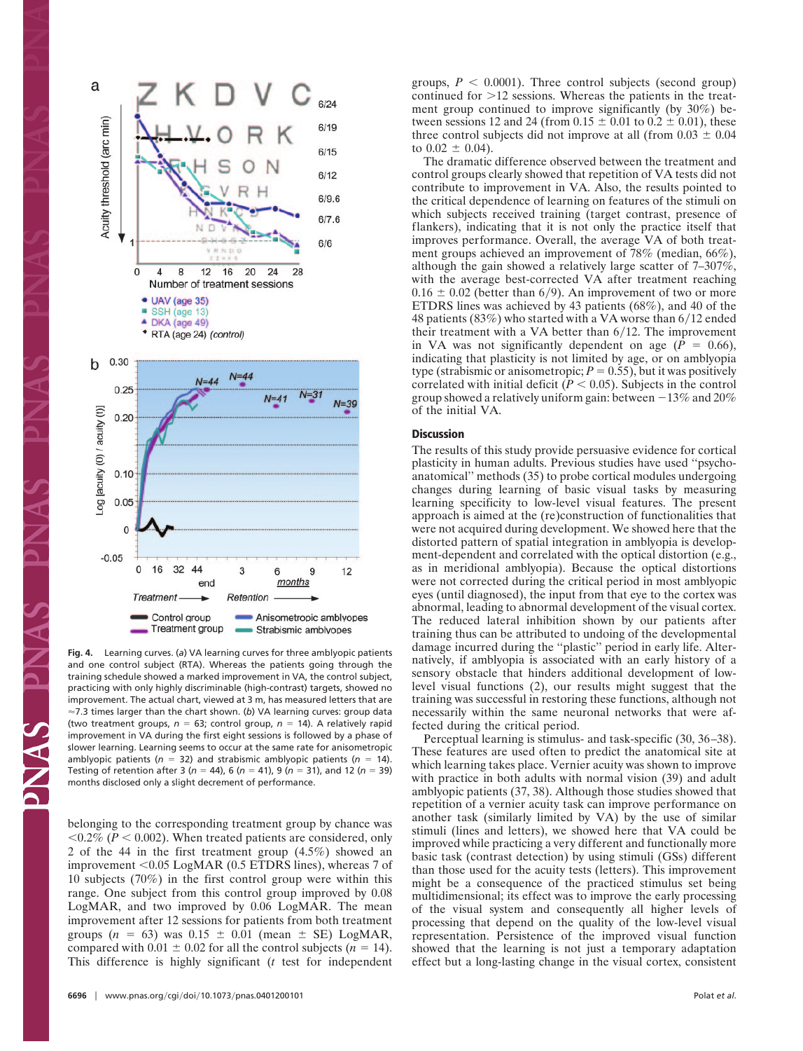a

Z K D V C 6/24

H V O R K 6/19

R H S O N 6/15

S V R H 6/12

H N K C D 6/9.6

N D V K S 6/7.6

6/6

Acuity threshold (arc min)

1

0 4 8 12 16 20 24 28

Number of treatment sessions

UAV (age 35)

SSH (age 13)

DKA (age 49)

RTA (age 24) *(control)*

b

0.30

0.25

0.20

0.10

0.05

0

-0.05

Log [acuity (0) / acuity (t)]

N=44 N=44 N=41 N=31 N=39

0 16 32 44 end 3 6 9 12 *months*

Treatment → Retention →

Control group

Treatment group

Anisometropic amblyopes

Strabismic amblyopes

**Fig. 4.** Learning curves. (*a*) VA learning curves for three amblyopic patients and one control subject (RTA). Whereas the patients going through the training schedule showed a marked improvement in VA, the control subject, practicing with only highly discriminable (high-contrast) targets, showed no improvement. The actual chart, viewed at 3 m, has measured letters that are ≈7.3 times larger than the chart shown. (*b*) VA learning curves: group data (two treatment groups, $n = 63$; control group, $n = 14$). A relatively rapid improvement in VA during the first eight sessions is followed by a phase of slower learning. Learning seems to occur at the same rate for anisometropic amblyopic patients ($n = 32$) and strabismic amblyopic patients ($n = 14$). Testing of retention after 3 ($n = 44$), 6 ($n = 41$), 9 ($n = 31$), and 12 ($n = 39$) months disclosed only a slight decrement of performance.

belonging to the corresponding treatment group by chance was <0.2% ($P < 0.002$). When treated patients are considered, only 2 of the 44 in the first treatment group (4.5%) showed an improvement <0.05 LogMAR (0.5 ETDRS lines), whereas 7 of 10 subjects (70%) in the first control group were within this range. One subject from this control group improved by 0.08 LogMAR, and two improved by 0.06 LogMAR. The mean improvement after 12 sessions for patients from both treatment groups ($n = 63$) was 0.15 ± 0.01 (mean ± SE) LogMAR, compared with 0.01 ± 0.02 for all the control subjects ($n = 14$). This difference is highly significant ($t$ test for independent groups, $P < 0.0001$). Three control subjects (second group) continued for >12 sessions. Whereas the patients in the treatment group continued to improve significantly (by 30%) between sessions 12 and 24 (from 0.15 ± 0.01 to 0.2 ± 0.01), these three control subjects did not improve at all (from 0.03 ± 0.04 to 0.02 ± 0.04).

The dramatic difference observed between the treatment and control groups clearly showed that repetition of VA tests did not contribute to improvement in VA. Also, the results pointed to the critical dependence of learning on features of the stimuli on which subjects received training (target contrast, presence of flankers), indicating that it is not only the practice itself that improves performance. Overall, the average VA of both treatment groups achieved an improvement of 78% (median, 66%), although the gain showed a relatively large scatter of 7–307%, with the average best-corrected VA after treatment reaching 0.16 ± 0.02 (better than 6/9). An improvement of two or more ETDRS lines was achieved by 43 patients (68%), and 40 of the 48 patients (83%) who started with a VA worse than 6/12 ended their treatment with a VA better than 6/12. The improvement in VA was not significantly dependent on age ($P = 0.66$), indicating that plasticity is not limited by age, or on amblyopia type (strabismic or anisometropic; $P = 0.55$), but it was positively correlated with initial deficit ($P < 0.05$). Subjects in the control group showed a relatively uniform gain: between −13% and 20% of the initial VA.

## Discussion

The results of this study provide persuasive evidence for cortical plasticity in human adults. Previous studies have used "psychoanatomical" methods (35) to probe cortical modules undergoing changes during learning of basic visual tasks by measuring learning specificity to low-level visual features. The present approach is aimed at the (re)construction of functionalities that were not acquired during development. We showed here that the distorted pattern of spatial integration in amblyopia is development-dependent and correlated with the optical distortion (e.g., as in meridional amblyopia). Because the optical distortions were not corrected during the critical period in most amblyopic eyes (until diagnosed), the input from that eye to the cortex was abnormal, leading to abnormal development of the visual cortex. The reduced lateral inhibition shown by our patients after training thus can be attributed to undoing of the developmental damage incurred during the "plastic" period in early life. Alternatively, if amblyopia is associated with an early history of a sensory obstacle that hinders additional development of low-level visual functions (2), our results might suggest that the training was successful in restoring these functions, although not necessarily within the same neuronal networks that were affected during the critical period.

Perceptual learning is stimulus- and task-specific (30, 36–38). These features are used often to predict the anatomical site at which learning takes place. Vernier acuity was shown to improve with practice in both adults with normal vision (39) and adult amblyopic patients (37, 38). Although those studies showed that repetition of a vernier acuity task can improve performance on another task (similarly limited by VA) by the use of similar stimuli (lines and letters), we showed here that VA could be improved while practicing a very different and functionally more basic task (contrast detection) by using stimuli (GSs) different than those used for the acuity tests (letters). This improvement might be a consequence of the practiced stimulus set being multidimensional; its effect was to improve the early processing of the visual system and consequently all higher levels of processing that depend on the quality of the low-level visual representation. Persistence of the improved visual function showed that the learning is not just a temporary adaptation effect but a long-lasting change in the visual cortex, consistent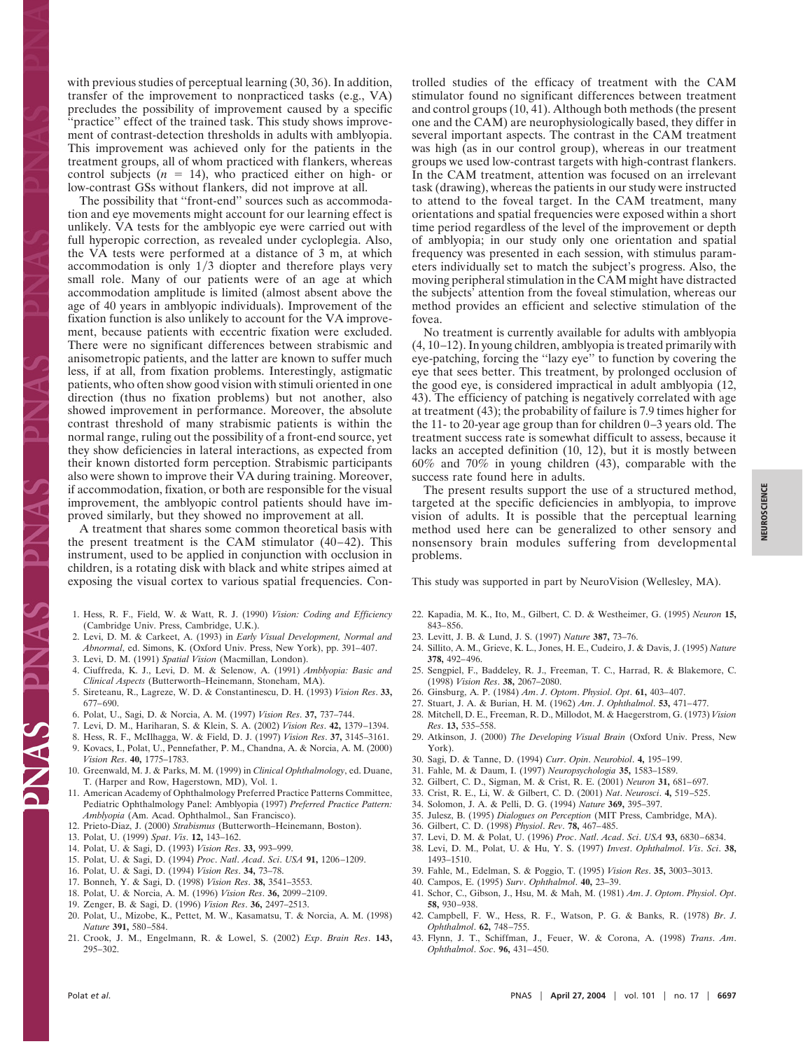with previous studies of perceptual learning (30, 36). In addition, transfer of the improvement to nonpracticed tasks (e.g., VA) precludes the possibility of improvement caused by a specific "practice" effect of the trained task. This study shows improvement of contrast-detection thresholds in adults with amblyopia. This improvement was achieved only for the patients in the treatment groups, all of whom practiced with flankers, whereas control subjects ($n = 14$), who practiced either on high- or low-contrast GSs without flankers, did not improve at all.

The possibility that "front-end" sources such as accommodation and eye movements might account for our learning effect is unlikely. VA tests for the amblyopic eye were carried out with full hyperopic correction, as revealed under cycloplegia. Also, the VA tests were performed at a distance of 3 m, at which accommodation is only 1/3 diopter and therefore plays very small role. Many of our patients were of an age at which accommodation amplitude is limited (almost absent above the age of 40 years in amblyopic individuals). Improvement of the fixation function is also unlikely to account for the VA improvement, because patients with eccentric fixation were excluded. There were no significant differences between strabismic and anisometropic patients, and the latter are known to suffer much less, if at all, from fixation problems. Interestingly, astigmatic patients, who often show good vision with stimuli oriented in one direction (thus no fixation problems) but not another, also showed improvement in performance. Moreover, the absolute contrast threshold of many strabismic patients is within the normal range, ruling out the possibility of a front-end source, yet they show deficiencies in lateral interactions, as expected from their known distorted form perception. Strabismic participants also were shown to improve their VA during training. Moreover, if accommodation, fixation, or both are responsible for the visual improvement, the amblyopic control patients should have improved similarly, but they showed no improvement at all.

A treatment that shares some common theoretical basis with the present treatment is the CAM stimulator (40–42). This instrument, used to be applied in conjunction with occlusion in children, is a rotating disk with black and white stripes aimed at exposing the visual cortex to various spatial frequencies. Controlled studies of the efficacy of treatment with the CAM stimulator found no significant differences between treatment and control groups (10, 41). Although both methods (the present one and the CAM) are neurophysiologically based, they differ in several important aspects. The contrast in the CAM treatment was high (as in our control group), whereas in our treatment groups we used low-contrast targets with high-contrast flankers. In the CAM treatment, attention was focused on an irrelevant task (drawing), whereas the patients in our study were instructed to attend to the foveal target. In the CAM treatment, many orientations and spatial frequencies were exposed within a short time period regardless of the level of the improvement or depth of amblyopia; in our study only one orientation and spatial frequency was presented in each session, with stimulus parameters individually set to match the subject's progress. Also, the moving peripheral stimulation in the CAM might have distracted the subjects' attention from the foveal stimulation, whereas our method provides an efficient and selective stimulation of the fovea.

No treatment is currently available for adults with amblyopia (4, 10–12). In young children, amblyopia is treated primarily with eye-patching, forcing the "lazy eye" to function by covering the eye that sees better. This treatment, by prolonged occlusion of the good eye, is considered impractical in adult amblyopia (12, 43). The efficiency of patching is negatively correlated with age at treatment (43); the probability of failure is 7.9 times higher for the 11- to 20-year age group than for children 0–3 years old. The treatment success rate is somewhat difficult to assess, because it lacks an accepted definition (10, 12), but it is mostly between 60% and 70% in young children (43), comparable with the success rate found here in adults.

The present results support the use of a structured method, targeted at the specific deficiencies in amblyopia, to improve vision of adults. It is possible that the perceptual learning method used here can be generalized to other sensory and nonsensory brain modules suffering from developmental problems.

This study was supported in part by NeuroVision (Wellesley, MA).

1. Hess, R. F., Field, W. & Watt, R. J. (1990) *Vision: Coding and Efficiency* (Cambridge Univ. Press, Cambridge, U.K.).
2. Levi, D. M. & Carkeet, A. (1993) in *Early Visual Development, Normal and Abnormal*, ed. Simons, K. (Oxford Univ. Press, New York), pp. 391–407.
3. Levi, D. M. (1991) *Spatial Vision* (Macmillan, London).
4. Ciuffreda, K. J., Levi, D. M. & Selenow, A. (1991) *Amblyopia: Basic and Clinical Aspects* (Butterworth–Heinemann, Stoneham, MA).
5. Sireteanu, R., Lagreze, W. D. & Constantinescu, D. H. (1993) *Vision Res.* **33**, 677–690.
6. Polat, U., Sagi, D. & Norcia, A. M. (1997) *Vision Res.* **37**, 737–744.
7. Levi, D. M., Hariharan, S. & Klein, S. A. (2002) *Vision Res.* **42**, 1379–1394.
8. Hess, R. F., McIlhagga, W. & Field, D. J. (1997) *Vision Res.* **37**, 3145–3161.
9. Kovacs, I., Polat, U., Pennefather, P. M., Chandna, A. & Norcia, A. M. (2000) *Vision Res.* **40**, 1775–1783.
10. Greenwald, M. J. & Parks, M. M. (1999) in *Clinical Ophthalmology*, ed. Duane, T. (Harper and Row, Hagerstown, MD), Vol. 1.
11. American Academy of Ophthalmology Preferred Practice Patterns Committee, Pediatric Ophthalmology Panel: Amblyopia (1997) *Preferred Practice Pattern: Amblyopia* (Am. Acad. Ophthalmol., San Francisco).
12. Prieto-Diaz, J. (2000) *Strabismus* (Butterworth–Heinemann, Boston).
13. Polat, U. (1999) *Spat. Vis.* **12**, 143–162.
14. Polat, U. & Sagi, D. (1993) *Vision Res.* **33**, 993–999.
15. Polat, U. & Sagi, D. (1994) *Proc. Natl. Acad. Sci. USA* **91**, 1206–1209.
16. Polat, U. & Sagi, D. (1994) *Vision Res.* **34**, 73–78.
17. Bonneh, Y. & Sagi, D. (1998) *Vision Res.* **38**, 3541–3553.
18. Polat, U. & Norcia, A. M. (1996) *Vision Res.* **36**, 2099–2109.
19. Zenger, B. & Sagi, D. (1996) *Vision Res.* **36**, 2497–2513.
20. Polat, U., Mizobe, K., Pettet, M. W., Kasamatsu, T. & Norcia, A. M. (1998) *Nature* **391**, 580–584.
21. Crook, J. M., Engelmann, R. & Lowel, S. (2002) *Exp. Brain Res.* **143**, 295–302.
22. Kapadia, M. K., Ito, M., Gilbert, C. D. & Westheimer, G. (1995) *Neuron* **15**, 843–856.
23. Levitt, J. B. & Lund, J. S. (1997) *Nature* **387**, 73–76.
24. Sillito, A. M., Grieve, K. L., Jones, H. E., Cudeiro, J. & Davis, J. (1995) *Nature* **378**, 492–496.
25. Sengpiel, F., Baddeley, R. J., Freeman, T. C., Harrad, R. & Blakemore, C. (1998) *Vision Res.* **38**, 2067–2080.
26. Ginsburg, A. P. (1984) *Am. J. Optom. Physiol. Opt.* **61**, 403–407.
27. Stuart, J. A. & Burian, H. M. (1962) *Am. J. Ophthalmol.* **53**, 471–477.
28. Mitchell, D. E., Freeman, R. D., Millodot, M. & Haegerstrom, G. (1973) *Vision Res.* **13**, 535–558.
29. Atkinson, J. (2000) *The Developing Visual Brain* (Oxford Univ. Press, New York).
30. Sagi, D. & Tanne, D. (1994) *Curr. Opin. Neurobiol.* **4**, 195–199.
31. Fahle, M. & Daum, I. (1997) *Neuropsychologia* **35**, 1583–1589.
32. Gilbert, C. D., Sigman, M. & Crist, R. E. (2001) *Neuron* **31**, 681–697.
33. Crist, R. E., Li, W. & Gilbert, C. D. (2001) *Nat. Neurosci.* **4**, 519–525.
34. Solomon, J. A. & Pelli, D. G. (1994) *Nature* **369**, 395–397.
35. Julesz, B. (1995) *Dialogues on Perception* (MIT Press, Cambridge, MA).
36. Gilbert, C. D. (1998) *Physiol. Rev.* **78**, 467–485.
37. Levi, D. M. & Polat, U. (1996) *Proc. Natl. Acad. Sci. USA* **93**, 6830–6834.
38. Levi, D. M., Polat, U. & Hu, Y. S. (1997) *Invest. Ophthalmol. Vis. Sci.* **38**, 1493–1510.
39. Fahle, M., Edelman, S. & Poggio, T. (1995) *Vision Res.* **35**, 3003–3013.
40. Campos, E. (1995) *Surv. Ophthalmol.* **40**, 23–39.
41. Schor, C., Gibson, J., Hsu, M. & Mah, M. (1981) *Am. J. Optom. Physiol. Opt.* **58**, 930–938.
42. Campbell, F. W., Hess, R. F., Watson, P. G. & Banks, R. (1978) *Br. J. Ophthalmol.* **62**, 748–755.
43. Flynn, J. T., Schiffman, J., Feuer, W. & Corona, A. (1998) *Trans. Am. Ophthalmol. Soc.* **96**, 431–450.